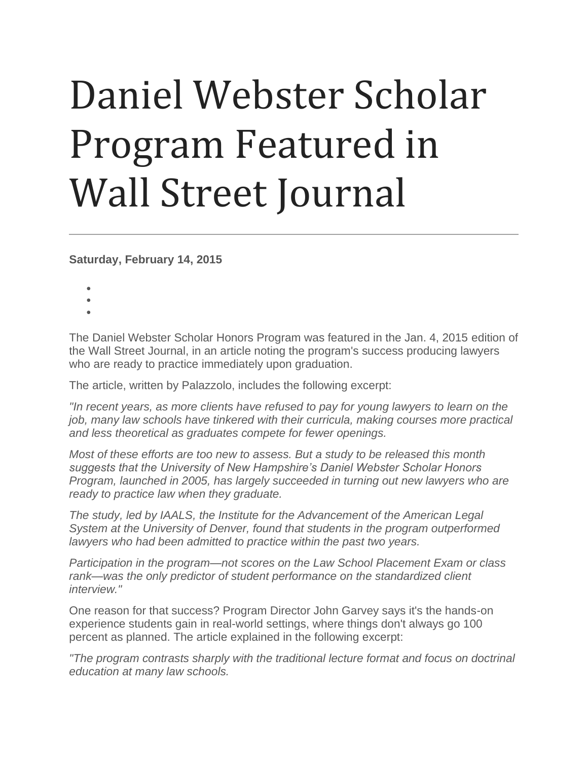# Daniel Webster Scholar Program Featured in Wall Street Journal

---

**Saturday, February 14, 2015**

The Daniel Webster Scholar Honors Program was featured in the Jan. 4, 2015 edition of the Wall Street Journal, in an article noting the program's success producing lawyers who are ready to practice immediately upon graduation.

The article, written by Palazzolo, includes the following excerpt:

*"In recent years, as more clients have refused to pay for young lawyers to learn on the job, many law schools have tinkered with their curricula, making courses more practical and less theoretical as graduates compete for fewer openings.*

*Most of these efforts are too new to assess. But a study to be released this month suggests that the University of New Hampshire's Daniel Webster Scholar Honors Program, launched in 2005, has largely succeeded in turning out new lawyers who are ready to practice law when they graduate.*

*The study, led by IAALS, the Institute for the Advancement of the American Legal System at the University of Denver, found that students in the program outperformed lawyers who had been admitted to practice within the past two years.*

*Participation in the program—not scores on the Law School Placement Exam or class rank—was the only predictor of student performance on the standardized client interview."*

One reason for that success? Program Director John Garvey says it's the hands-on experience students gain in real-world settings, where things don't always go 100 percent as planned. The article explained in the following excerpt:

*"The program contrasts sharply with the traditional lecture format and focus on doctrinal education at many law schools.*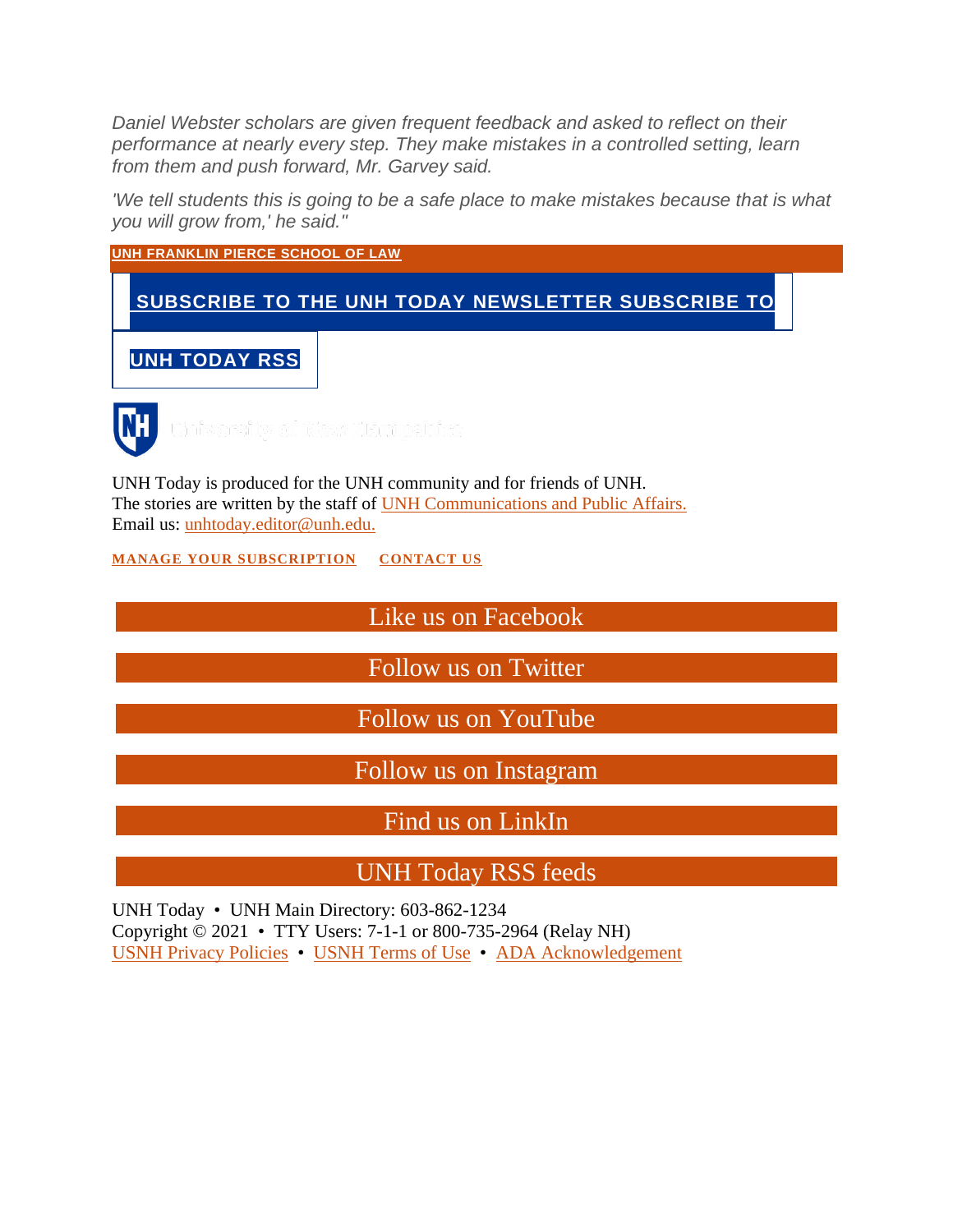*Daniel Webster scholars are given frequent feedback and asked to reflect on their performance at nearly every step. They make mistakes in a controlled setting, learn from them and push forward, Mr. Garvey said.*

*'We tell students this is going to be a safe place to make mistakes because that is what you will grow from,' he said."*

**UNH FRANKLIN PIERCE SCHOOL OF LAW**

**SUBSCRIBE TO THE UNH TODAY NEWSLETTER SUBSCRIBE TO**

**UNH TODAY RSS**

UNH Today is produced for the UNH community and for friends of UNH.
The stories are written by the staff of UNH Communications and Public Affairs.
Email us: unhtoday.editor@unh.edu.

**MANAGE YOUR SUBSCRIPTION** **CONTACT US**

Like us on Facebook

Follow us on Twitter

Follow us on YouTube

Follow us on Instagram

Find us on LinkIn

UNH Today RSS feeds

UNH Today • UNH Main Directory: 603-862-1234
Copyright © 2021 • TTY Users: 7-1-1 or 800-735-2964 (Relay NH)
USNH Privacy Policies • USNH Terms of Use • ADA Acknowledgement